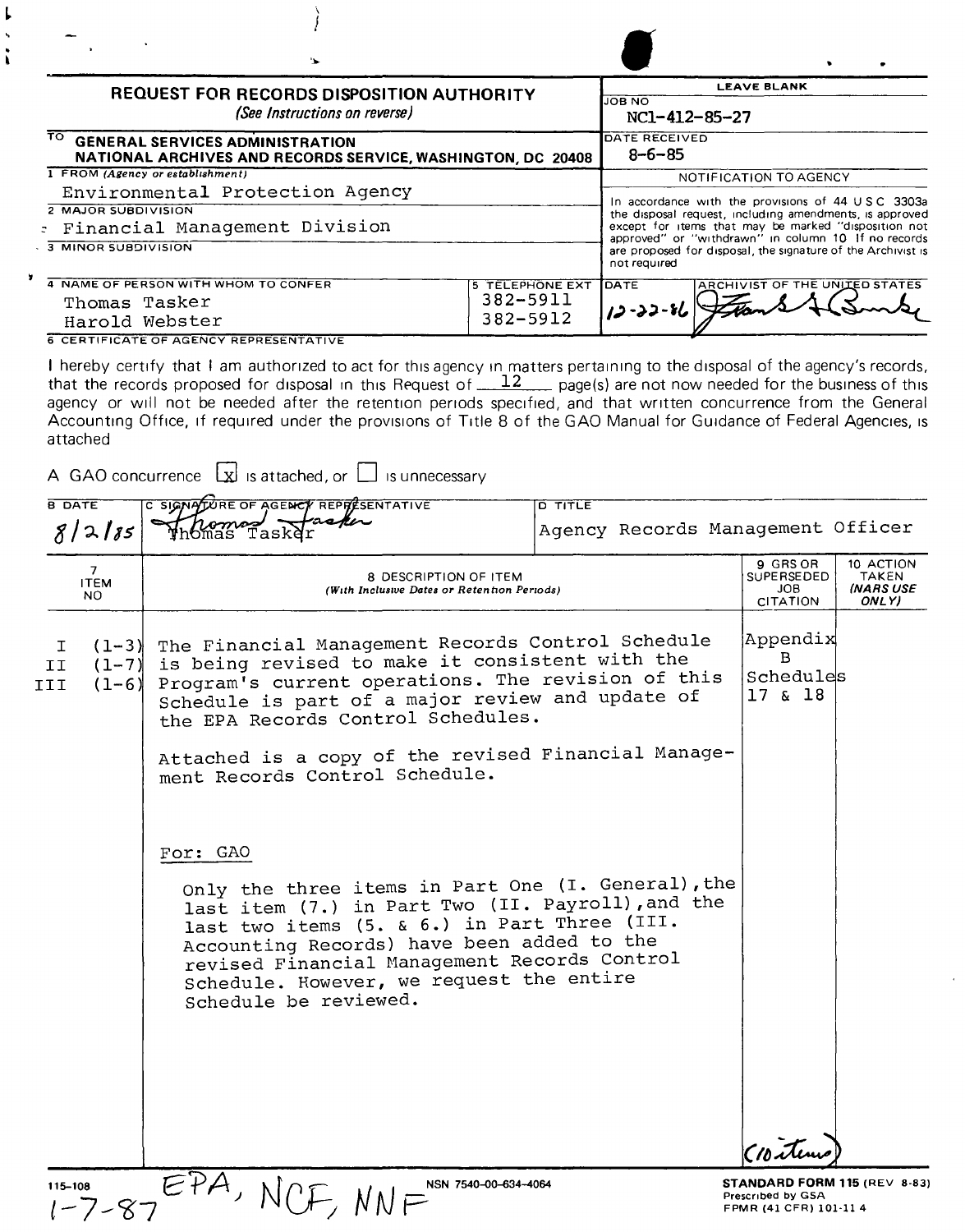**REQUEST FOR RECORDS DISPOSITION AUTHORITY**
*(See Instructions on reverse)*

| LEAVE BLANK | |
|---|---|
| JOB NO | NC1-412-85-27 |
| DATE RECEIVED | 8-6-85 |

TO **GENERAL SERVICES ADMINISTRATION**
**NATIONAL ARCHIVES AND RECORDS SERVICE, WASHINGTON, DC 20408**

1 FROM *(Agency or establishment)*
Environmental Protection Agency

2 MAJOR SUBDIVISION
Financial Management Division

3 MINOR SUBDIVISION

NOTIFICATION TO AGENCY

In accordance with the provisions of 44 U S C 3303a the disposal request, including amendments, is approved except for items that may be marked "disposition not approved" or "withdrawn" in column 10 If no records are proposed for disposal, the signature of the Archivist is not required

| 4 NAME OF PERSON WITH WHOM TO CONFER | 5 TELEPHONE EXT | DATE | ARCHIVIST OF THE UNITED STATES |
|---|---|---|---|
| Thomas Tasker | 382-5911 | 12-22-86 | *(signature)* |
| Harold Webster | 382-5912 | | |

6 CERTIFICATE OF AGENCY REPRESENTATIVE

I hereby certify that I am authorized to act for this agency in matters pertaining to the disposal of the agency's records, that the records proposed for disposal in this Request of 12 page(s) are not now needed for the business of this agency or will not be needed after the retention periods specified, and that written concurrence from the General Accounting Office, if required under the provisions of Title 8 of the GAO Manual for Guidance of Federal Agencies, is attached

A GAO concurrence [x] is attached, or [ ] is unnecessary

| B DATE | C SIGNATURE OF AGENCY REPRESENTATIVE | D TITLE |
|---|---|---|
| 8/2/85 | Thomas Tasker | Agency Records Management Officer |

| 7 ITEM NO | 8 DESCRIPTION OF ITEM *(With Inclusive Dates or Retention Periods)* | 9 GRS OR SUPERSEDED JOB CITATION | 10 ACTION TAKEN *(NARS USE ONLY)* |
|---|---|---|---|
| I (1-3) II (1-7) III (1-6) | The Financial Management Records Control Schedule is being revised to make it consistent with the Program's current operations. The revision of this Schedule is part of a major review and update of the EPA Records Control Schedules.<br><br>Attached is a copy of the revised Financial Management Records Control Schedule.<br><br>For: GAO<br><br>Only the three items in Part One (I. General), the last item (7.) in Part Two (II. Payroll), and the last two items (5. & 6.) in Part Three (III. Accounting Records) have been added to the revised Financial Management Records Control Schedule. However, we request the entire Schedule be reviewed. | Appendix B Schedules 17 & 18 | |

(10 items)

115-108 NSN 7540-00-634-4064

1-7-87 EPA, NCF, NNF

**STANDARD FORM 115** (REV 8-83)
Prescribed by GSA
FPMR (41 CFR) 101-11 4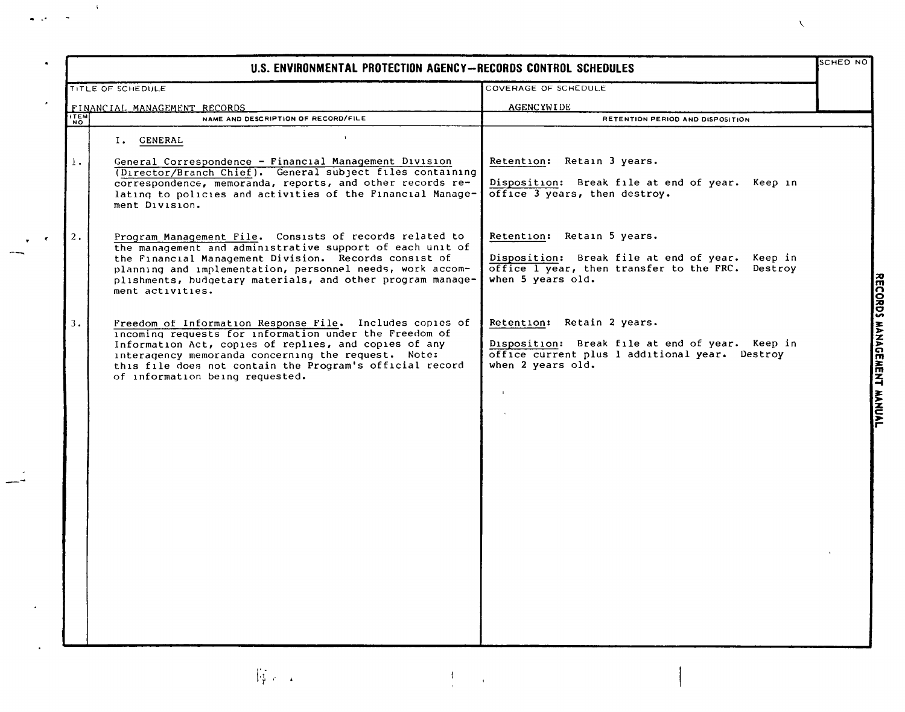# U.S. ENVIRONMENTAL PROTECTION AGENCY—RECORDS CONTROL SCHEDULES

| TITLE OF SCHEDULE | COVERAGE OF SCHEDULE | SCHED NO |
|---|---|---|
| FINANCIAL MANAGEMENT RECORDS | AGENCYWIDE | |

| ITEM NO | NAME AND DESCRIPTION OF RECORD/FILE | RETENTION PERIOD AND DISPOSITION |
|---|---|---|
| | I. GENERAL | |
| 1. | General Correspondence - Financial Management Division (Director/Branch Chief). General subject files containing correspondence, memoranda, reports, and other records relating to policies and activities of the Financial Management Division. | Retention: Retain 3 years.<br><br>Disposition: Break file at end of year. Keep in office 3 years, then destroy. |
| 2. | Program Management File. Consists of records related to the management and administrative support of each unit of the Financial Management Division. Records consist of planning and implementation, personnel needs, work accomplishments, budgetary materials, and other program management activities. | Retention: Retain 5 years.<br><br>Disposition: Break file at end of year. Keep in office 1 year, then transfer to the FRC. Destroy when 5 years old. |
| 3. | Freedom of Information Response File. Includes copies of incoming requests for information under the Freedom of Information Act, copies of replies, and copies of any interagency memoranda concerning the request. Note: this file does not contain the Program's official record of information being requested. | Retention: Retain 2 years.<br><br>Disposition: Break file at end of year. Keep in office current plus 1 additional year. Destroy when 2 years old. |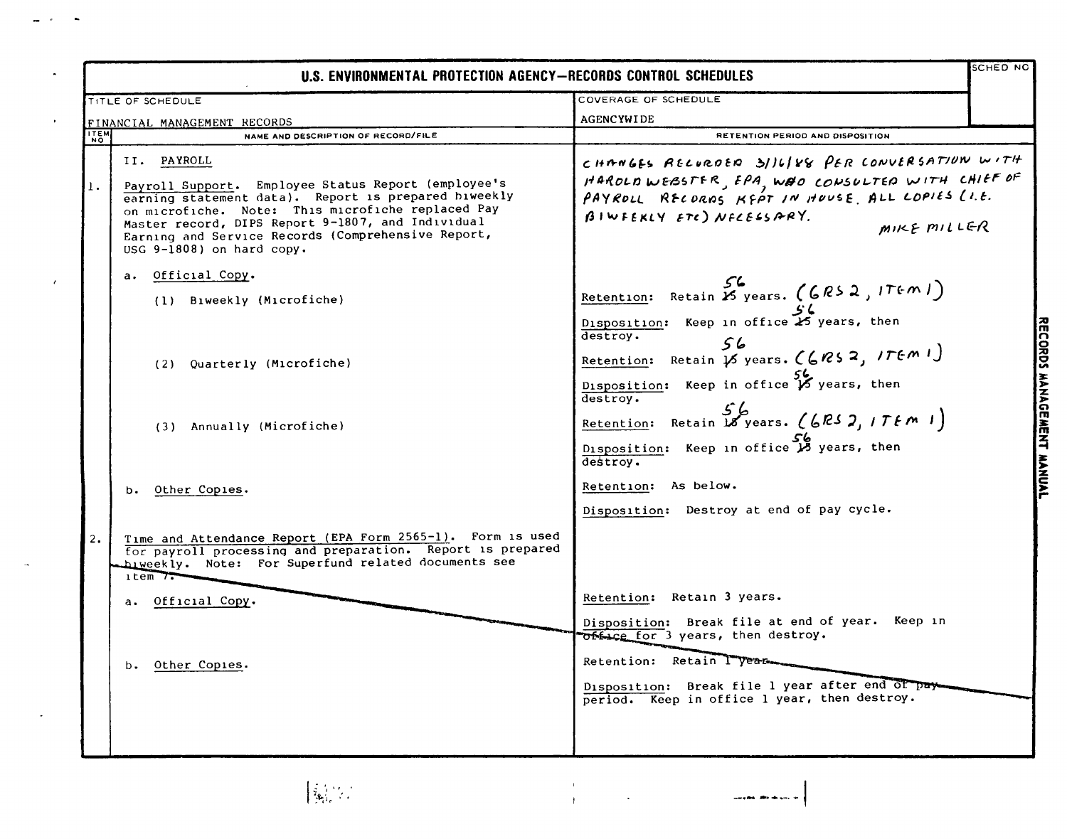# U.S. ENVIRONMENTAL PROTECTION AGENCY—RECORDS CONTROL SCHEDULES

| TITLE OF SCHEDULE | COVERAGE OF SCHEDULE | SCHED NO |
|---|---|---|
| FINANCIAL MANAGEMENT RECORDS | AGENCYWIDE | |

| ITEM NO | NAME AND DESCRIPTION OF RECORD/FILE | RETENTION PERIOD AND DISPOSITION |
|---|---|---|
| | II. PAYROLL | CHANGES RECORDED 3/16/88 PER CONVERSATION WITH HAROLD WEBSTER, EPA, WHO CONSULTED WITH CHIEF OF PAYROLL RECORDS KEPT IN HOUSE. ALL COPIES (I.E. BIWEEKLY ETC) NECESSARY. MIKE MILLER |
| 1. | Payroll Support. Employee Status Report (employee's earning statement data). Report is prepared biweekly on microfiche. Note: This microfiche replaced Pay Master record, DIPS Report 9-1807, and Individual Earning and Service Records (Comprehensive Report, USG 9-1808) on hard copy. | |
| | a. Official Copy. | |
| | (1) Biweekly (Microfiche) | Retention: Retain ~~15~~ 56 years. (GRS 2, ITEM 1)<br>Disposition: Keep in office ~~15~~ 56 years, then destroy. |
| | (2) Quarterly (Microfiche) | Retention: Retain ~~15~~ 56 years. (GRS 2, ITEM 1)<br>Disposition: Keep in office ~~15~~ 56 years, then destroy. |
| | (3) Annually (Microfiche) | Retention: Retain ~~15~~ 56 years. (GRS 2, ITEM 1)<br>Disposition: Keep in office ~~15~~ 56 years, then destroy. |
| | b. Other Copies. | Retention: As below.<br>Disposition: Destroy at end of pay cycle. |
| 2. | ~~Time and Attendance Report (EPA Form 2565-1). Form is used for payroll processing and preparation. Report is prepared biweekly. Note: For Superfund related documents see item 7.~~ | |
| | ~~a. Official Copy.~~ | ~~Retention: Retain 3 years.~~<br>~~Disposition: Break file at end of year. Keep in office for 3 years, then destroy.~~ |
| | ~~b. Other Copies.~~ | ~~Retention: Retain 1 year.~~<br>~~Disposition: Break file 1 year after end of pay period. Keep in office 1 year, then destroy.~~ |

RECORDS MANAGEMENT MANUAL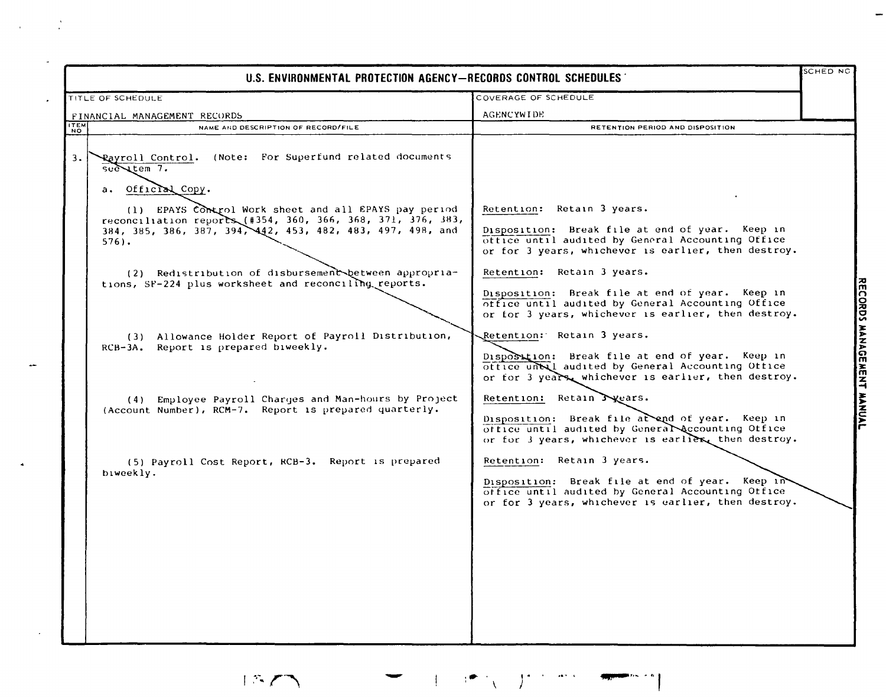# U.S. ENVIRONMENTAL PROTECTION AGENCY—RECORDS CONTROL SCHEDULES

| TITLE OF SCHEDULE | COVERAGE OF SCHEDULE | SCHED NO |
|---|---|---|
| FINANCIAL MANAGEMENT RECORDS | AGENCYWIDE | |

| ITEM NO | NAME AND DESCRIPTION OF RECORD/FILE | RETENTION PERIOD AND DISPOSITION |
|---|---|---|
| 3. | Payroll Control. (Note: For Superfund related documents see item 7. | |
| | a. Official Copy. | |
| | (1) EPAYS Control Work sheet and all EPAYS pay period reconciliation reports (#354, 360, 366, 368, 371, 376, 383, 384, 385, 386, 387, 394, 442, 453, 482, 483, 497, 498, and 576). | Retention: Retain 3 years.<br><br>Disposition: Break file at end of year. Keep in office until audited by General Accounting Office or for 3 years, whichever is earlier, then destroy. |
| | (2) Redistribution of disbursement between appropriations, SF-224 plus worksheet and reconciling reports. | Retention: Retain 3 years.<br><br>Disposition: Break file at end of year. Keep in office until audited by General Accounting Office or for 3 years, whichever is earlier, then destroy. |
| | (3) Allowance Holder Report of Payroll Distribution, RCB-3A. Report is prepared biweekly. | Retention: Retain 3 years.<br><br>Disposition: Break file at end of year. Keep in office until audited by General Accounting Office or for 3 years, whichever is earlier, then destroy. |
| | (4) Employee Payroll Charges and Man-hours by Project (Account Number), RCM-7. Report is prepared quarterly. | Retention: Retain 3 years.<br><br>Disposition: Break file at end of year. Keep in office until audited by General Accounting Office or for 3 years, whichever is earlier, then destroy. |
| | (5) Payroll Cost Report, RCB-3. Report is prepared biweekly. | Retention: Retain 3 years.<br><br>Disposition: Break file at end of year. Keep in office until audited by General Accounting Office or for 3 years, whichever is earlier, then destroy. |

RECORDS MANAGEMENT MANUAL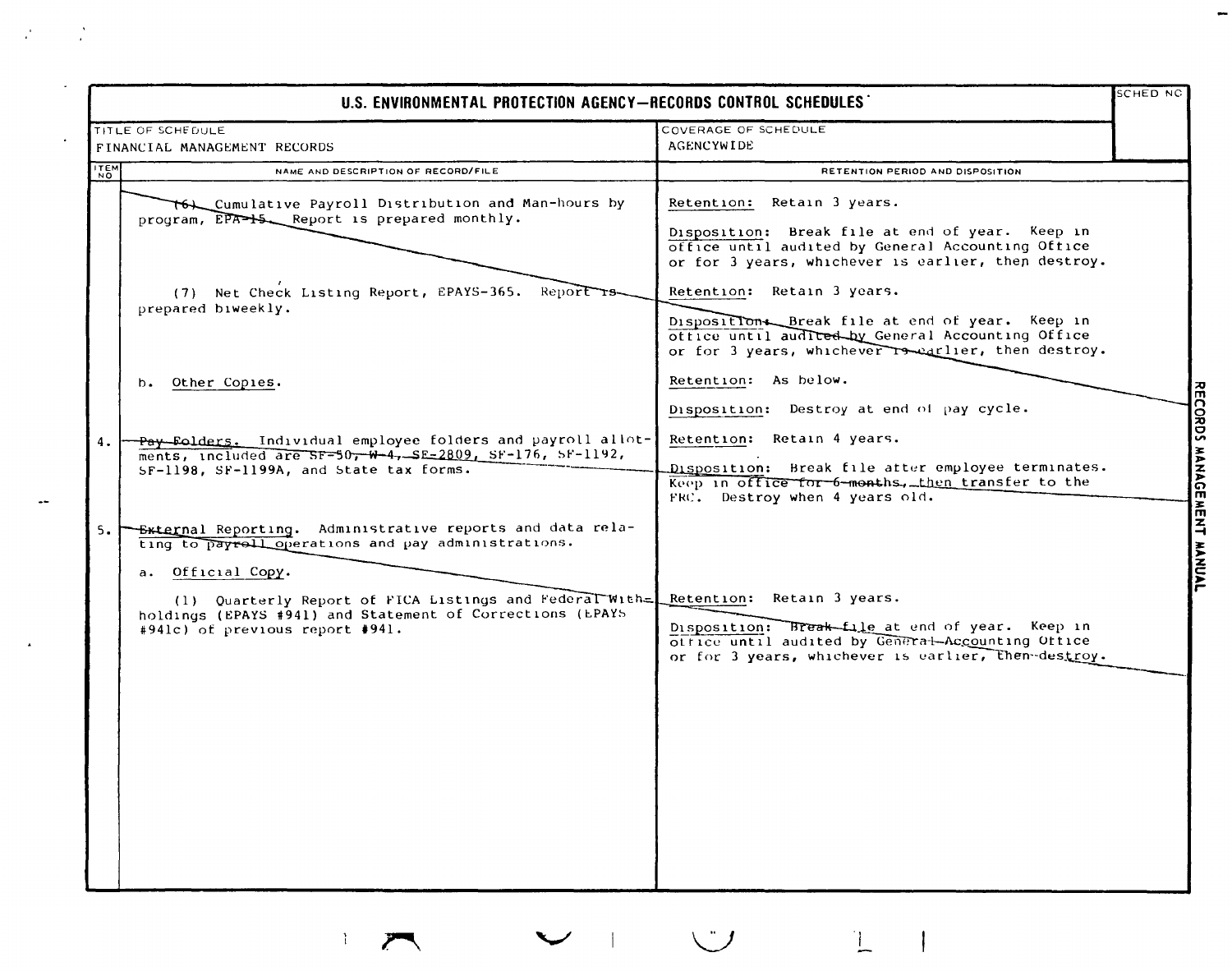# U.S. ENVIRONMENTAL PROTECTION AGENCY—RECORDS CONTROL SCHEDULES

| TITLE OF SCHEDULE | COVERAGE OF SCHEDULE | SCHED NO |
|---|---|---|
| FINANCIAL MANAGEMENT RECORDS | AGENCYWIDE | |

| ITEM NO | NAME AND DESCRIPTION OF RECORD/FILE | RETENTION PERIOD AND DISPOSITION |
|---|---|---|
| | (6) Cumulative Payroll Distribution and Man-hours by program, EPA-15. Report is prepared monthly. | Retention: Retain 3 years.<br><br>Disposition: Break file at end of year. Keep in office until audited by General Accounting Office or for 3 years, whichever is earlier, then destroy. |
| | (7) Net Check Listing Report, EPAYS-365. Report is prepared biweekly. | Retention: Retain 3 years.<br><br>Disposition: Break file at end of year. Keep in office until audited by General Accounting Office or for 3 years, whichever is earlier, then destroy. |
| | b. Other Copies. | Retention: As below.<br><br>Disposition: Destroy at end of pay cycle. |
| 4. | Pay Folders. Individual employee folders and payroll allotments, included are SF-50, W-4, SF-2809, SF-176, SF-1192, SF-1198, SF-1199A, and State tax forms. | Retention: Retain 4 years.<br><br>Disposition: Break file after employee terminates. Keep in office for 6 months, then transfer to the FRC. Destroy when 4 years old. |
| 5. | External Reporting. Administrative reports and data relating to payroll operations and pay administrations.<br><br>a. Official Copy.<br><br>(1) Quarterly Report of FICA Listings and Federal Withholdings (EPAYS #941) and Statement of Corrections (EPAYS #941c) of previous report #941. | Retention: Retain 3 years.<br><br>Disposition: Break file at end of year. Keep in office until audited by General Accounting Office or for 3 years, whichever is earlier, then destroy. |

RECORDS MANAGEMENT MANUAL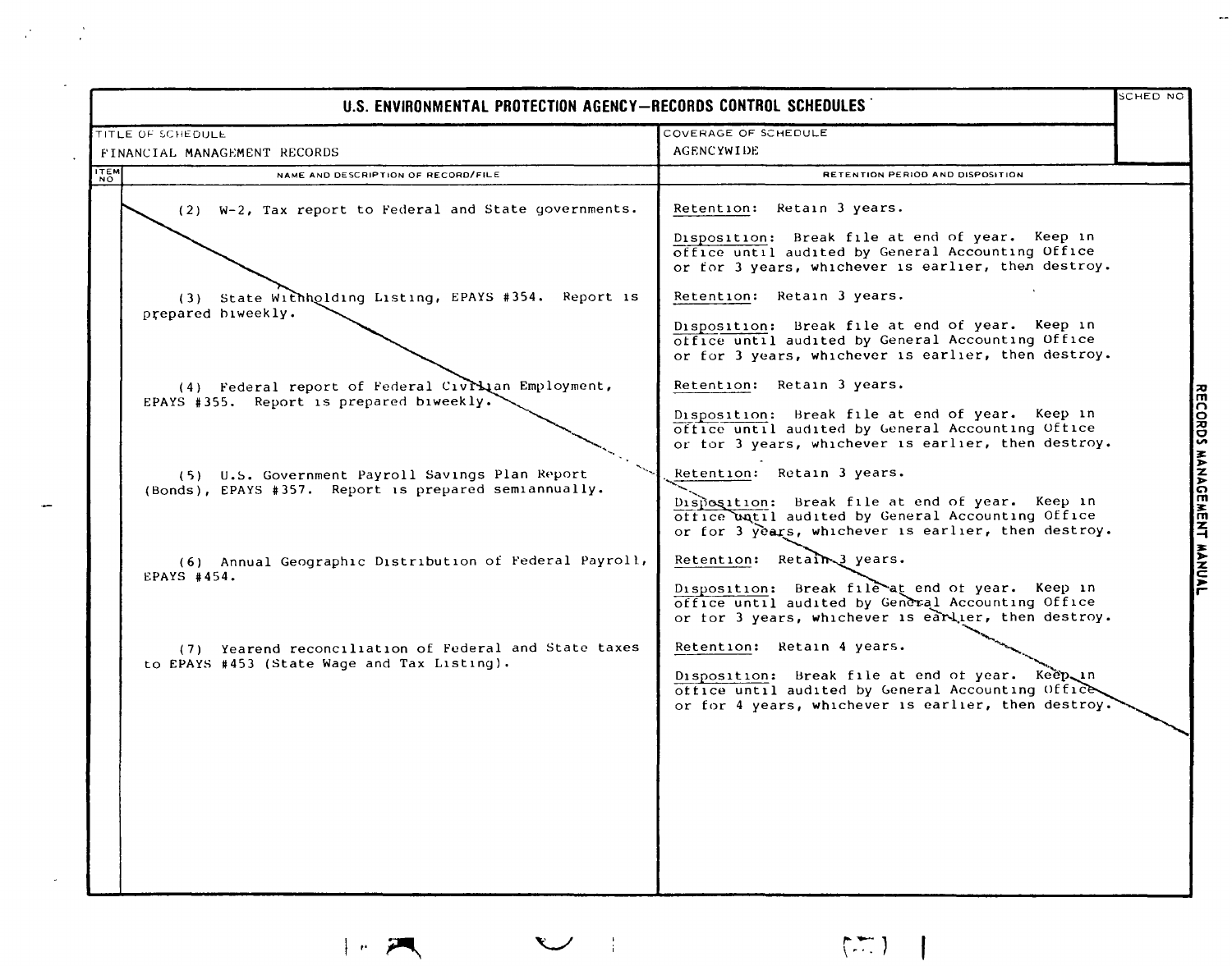# U.S. ENVIRONMENTAL PROTECTION AGENCY—RECORDS CONTROL SCHEDULES

SCHED NO

TITLE OF SCHEDULE: FINANCIAL MANAGEMENT RECORDS

COVERAGE OF SCHEDULE: AGENCYWIDE

| ITEM NO | NAME AND DESCRIPTION OF RECORD/FILE | RETENTION PERIOD AND DISPOSITION |
|---|---|---|
| | (2) W-2, Tax report to Federal and State governments. | Retention: Retain 3 years.<br><br>Disposition: Break file at end of year. Keep in office until audited by General Accounting Office or for 3 years, whichever is earlier, then destroy. |
| | (3) State Withholding Listing, EPAYS #354. Report is prepared biweekly. | Retention: Retain 3 years.<br><br>Disposition: Break file at end of year. Keep in office until audited by General Accounting Office or for 3 years, whichever is earlier, then destroy. |
| | (4) Federal report of Federal Civilian Employment, EPAYS #355. Report is prepared biweekly. | Retention: Retain 3 years.<br><br>Disposition: Break file at end of year. Keep in office until audited by General Accounting Office or for 3 years, whichever is earlier, then destroy. |
| | (5) U.S. Government Payroll Savings Plan Report (Bonds), EPAYS #357. Report is prepared semiannually. | Retention: Retain 3 years.<br><br>Disposition: Break file at end of year. Keep in office until audited by General Accounting Office or for 3 years, whichever is earlier, then destroy. |
| | (6) Annual Geographic Distribution of Federal Payroll, EPAYS #454. | Retention: Retain 3 years.<br><br>Disposition: Break file at end of year. Keep in office until audited by General Accounting Office or for 3 years, whichever is earlier, then destroy. |
| | (7) Yearend reconciliation of Federal and State taxes to EPAYS #453 (State Wage and Tax Listing). | Retention: Retain 4 years.<br><br>Disposition: Break file at end of year. Keep in office until audited by General Accounting Office or for 4 years, whichever is earlier, then destroy. |

RECORDS MANAGEMENT MANUAL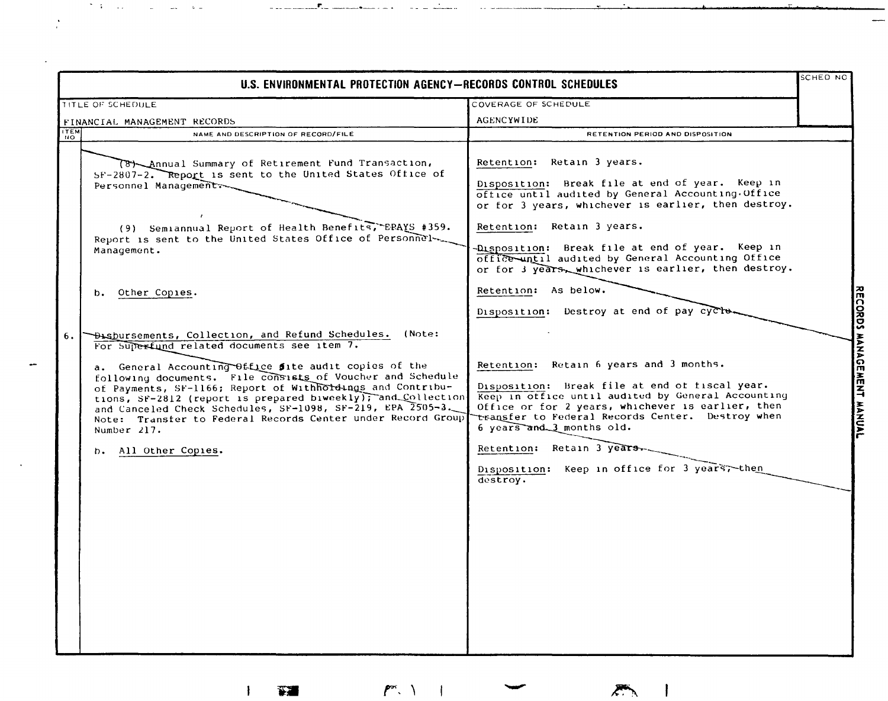# U.S. ENVIRONMENTAL PROTECTION AGENCY—RECORDS CONTROL SCHEDULES

| TITLE OF SCHEDULE | COVERAGE OF SCHEDULE | SCHED NO |
|---|---|---|
| FINANCIAL MANAGEMENT RECORDS | AGENCYWIDE | |

| ITEM NO | NAME AND DESCRIPTION OF RECORD/FILE | RETENTION PERIOD AND DISPOSITION |
|---|---|---|
| | (8) Annual Summary of Retirement Fund Transaction, SF-2807-2. Report is sent to the United States Office of Personnel Management. | Retention: Retain 3 years.<br><br>Disposition: Break file at end of year. Keep in office until audited by General Accounting Office or for 3 years, whichever is earlier, then destroy. |
| | (9) Semiannual Report of Health Benefits, EPAYS #359. Report is sent to the United States Office of Personnel Management. | Retention: Retain 3 years.<br><br>Disposition: Break file at end of year. Keep in office until audited by General Accounting Office or for 3 years, whichever is earlier, then destroy. |
| | b. Other Copies. | Retention: As below.<br><br>Disposition: Destroy at end of pay cycle. |
| 6. | Disbursements, Collection, and Refund Schedules. (Note: For Superfund related documents see item 7. | |
| | a. General Accounting Office site audit copies of the following documents. File consists of Voucher and Schedule of Payments, SF-1166; Report of Withholdings and Contributions, SF-2812 (report is prepared biweekly); and Collection and Canceled Check Schedules, SF-1098, SF-219, EPA 2505-3. Note: Transfer to Federal Records Center under Record Group Number 217. | Retention: Retain 6 years and 3 months.<br><br>Disposition: Break file at end of fiscal year. Keep in office until audited by General Accounting Office or for 2 years, whichever is earlier, then transfer to Federal Records Center. Destroy when 6 years and 3 months old. |
| | b. All Other Copies. | Retention: Retain 3 years.<br><br>Disposition: Keep in office for 3 years, then destroy. |

RECORDS MANAGEMENT MANUAL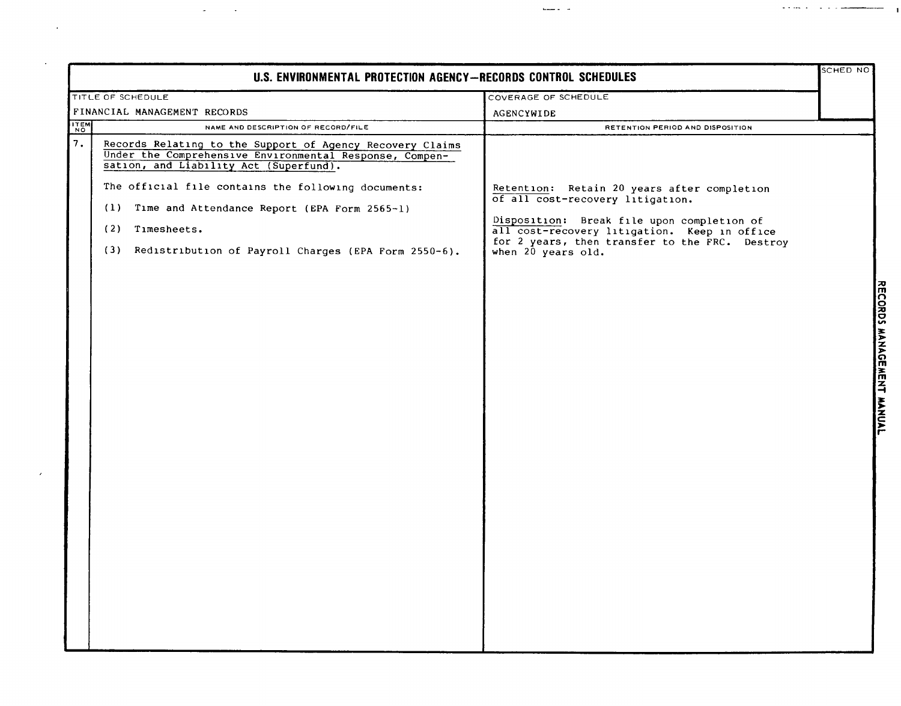# U.S. ENVIRONMENTAL PROTECTION AGENCY—RECORDS CONTROL SCHEDULES

| TITLE OF SCHEDULE | COVERAGE OF SCHEDULE | SCHED NO. |
|---|---|---|
| FINANCIAL MANAGEMENT RECORDS | AGENCYWIDE | |

| ITEM NO. | NAME AND DESCRIPTION OF RECORD/FILE | RETENTION PERIOD AND DISPOSITION |
|---|---|---|
| 7. | Records Relating to the Support of Agency Recovery Claims Under the Comprehensive Environmental Response, Compensation, and Liability Act (Superfund).<br><br>The official file contains the following documents:<br><br>(1) Time and Attendance Report (EPA Form 2565-1)<br><br>(2) Timesheets.<br><br>(3) Redistribution of Payroll Charges (EPA Form 2550-6). | Retention: Retain 20 years after completion of all cost-recovery litigation.<br><br>Disposition: Break file upon completion of all cost-recovery litigation. Keep in office for 2 years, then transfer to the FRC. Destroy when 20 years old. |

RECORDS MANAGEMENT MANUAL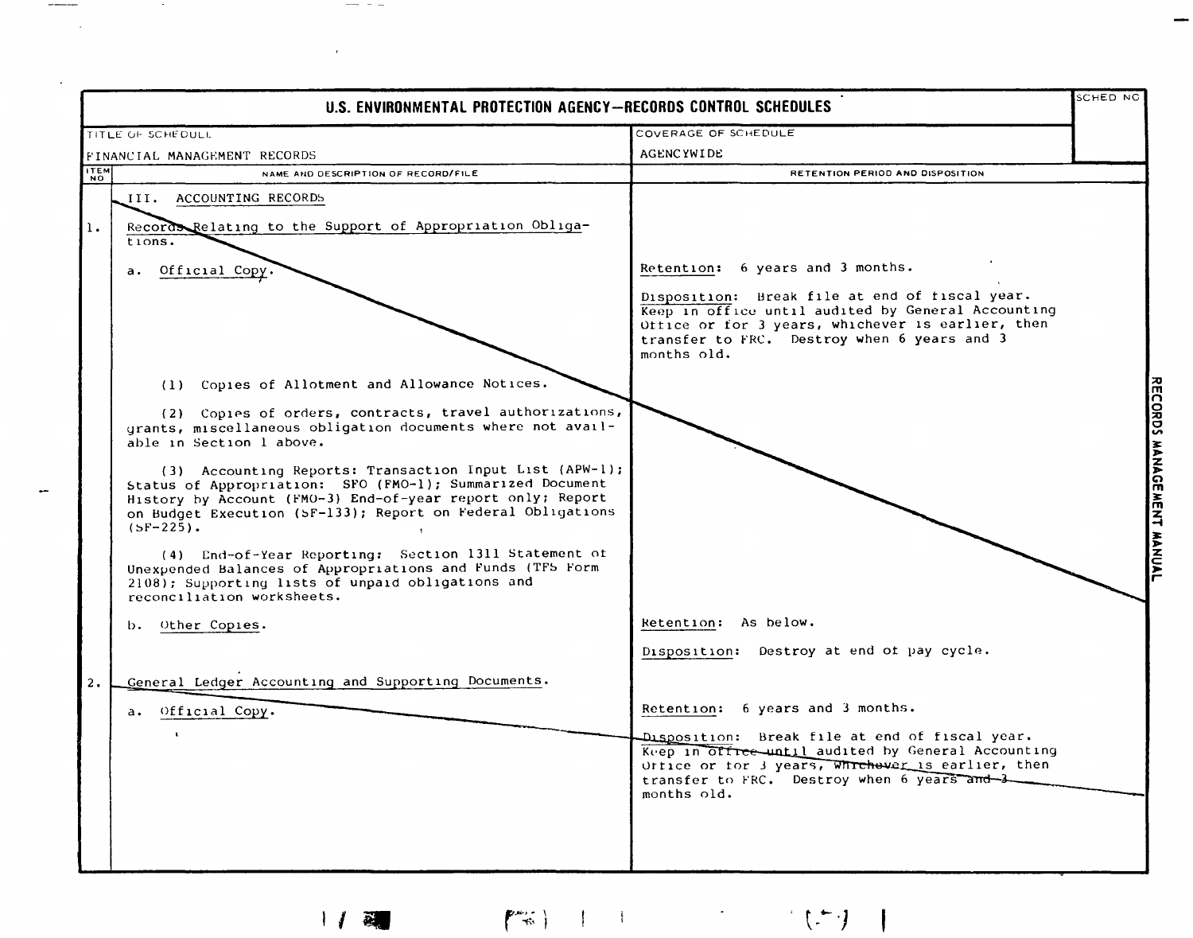# U.S. ENVIRONMENTAL PROTECTION AGENCY—RECORDS CONTROL SCHEDULES

| TITLE OF SCHEDULE | COVERAGE OF SCHEDULE | SCHED NO |
|---|---|---|
| FINANCIAL MANAGEMENT RECORDS | AGENCYWIDE | |

| ITEM NO | NAME AND DESCRIPTION OF RECORD/FILE | RETENTION PERIOD AND DISPOSITION |
|---|---|---|
| | III. ACCOUNTING RECORDS | |
| 1. | Records Relating to the Support of Appropriation Obligations. | |
| | a. Official Copy. | Retention: 6 years and 3 months.<br><br>Disposition: Break file at end of fiscal year. Keep in office until audited by General Accounting Office or for 3 years, whichever is earlier, then transfer to FRC. Destroy when 6 years and 3 months old. |
| | (1) Copies of Allotment and Allowance Notices.<br><br>(2) Copies of orders, contracts, travel authorizations, grants, miscellaneous obligation documents where not available in Section 1 above.<br><br>(3) Accounting Reports: Transaction Input List (APW-1); Status of Appropriation: SFO (FMO-1); Summarized Document History by Account (FMO-3) End-of-year report only; Report on Budget Execution (SF-133); Report on Federal Obligations (SF-225).<br><br>(4) End-of-Year Reporting: Section 1311 Statement of Unexpended Balances of Appropriations and Funds (TFS Form 2108); Supporting lists of unpaid obligations and reconciliation worksheets. | |
| | b. Other Copies. | Retention: As below.<br><br>Disposition: Destroy at end of pay cycle. |
| 2. | General Ledger Accounting and Supporting Documents. | |
| | a. Official Copy. | Retention: 6 years and 3 months.<br><br>Disposition: Break file at end of fiscal year. Keep in office until audited by General Accounting Office or for 3 years, whichever is earlier, then transfer to FRC. Destroy when 6 years and 3 months old. |

RECORDS MANAGEMENT MANUAL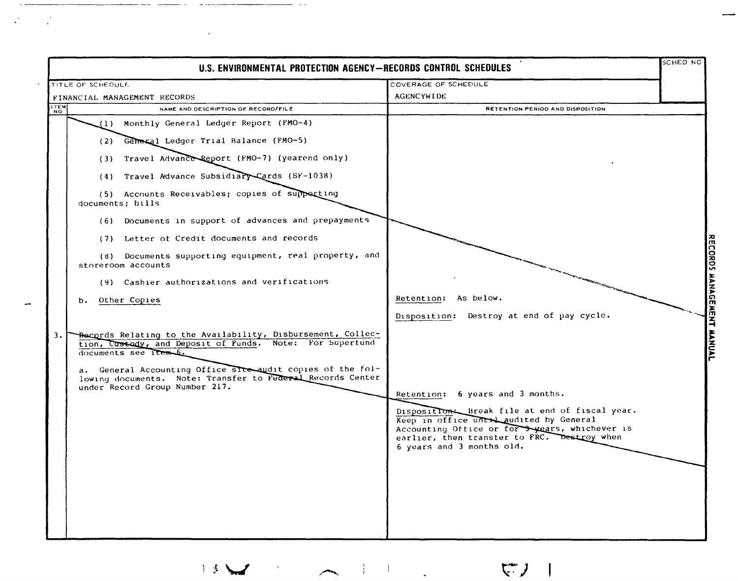# U.S. ENVIRONMENTAL PROTECTION AGENCY—RECORDS CONTROL SCHEDULES

| TITLE OF SCHEDULE | COVERAGE OF SCHEDULE | SCHED NO |
|---|---|---|
| FINANCIAL MANAGEMENT RECORDS | AGENCYWIDE | |

| ITEM NO | NAME AND DESCRIPTION OF RECORD/FILE | RETENTION PERIOD AND DISPOSITION |
|---|---|---|
| | (1) Monthly General Ledger Report (FMO-4) | |
| | (2) General Ledger Trial Balance (FMO-5) | |
| | (3) Travel Advance Report (FMO-7) (yearend only) | |
| | (4) Travel Advance Subsidiary Cards (SF-1038) | |
| | (5) Accounts Receivables; copies of supporting documents; bills | |
| | (6) Documents in support of advances and prepayments | |
| | (7) Letter of Credit documents and records | |
| | (8) Documents supporting equipment, real property, and storeroom accounts | |
| | (9) Cashier authorizations and verifications | |
| | b. Other Copies | Retention: As below.<br><br>Disposition: Destroy at end of pay cycle. |
| 3. | Records Relating to the Availability, Disbursement, Collection, Custody, and Deposit of Funds. Note: For Superfund documents see item 6. | |
| | a. General Accounting Office site audit copies of the following documents. Note: Transfer to Federal Records Center under Record Group Number 217. | Retention: 6 years and 3 months.<br><br>Disposition: Break file at end of fiscal year. Keep in office until audited by General Accounting Office or for 3 years, whichever is earlier, then transfer to FRC. Destroy when 6 years and 3 months old. |

RECORDS MANAGEMENT MANUAL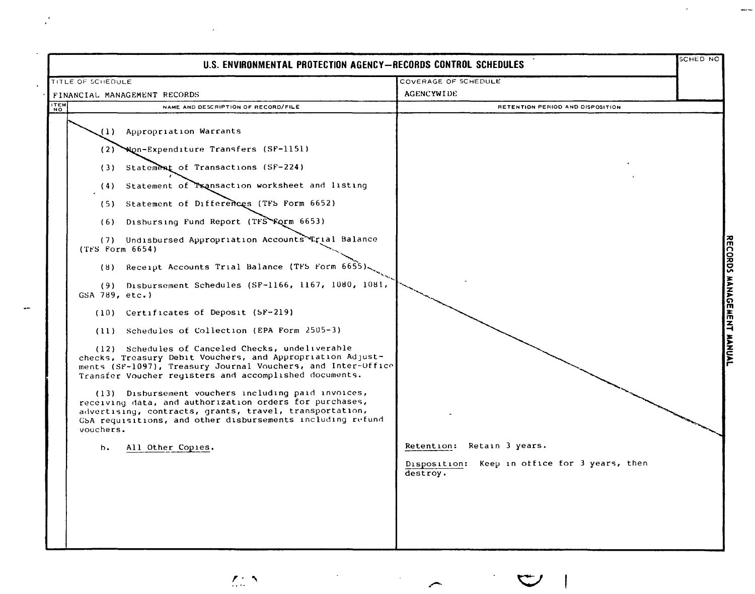# U.S. ENVIRONMENTAL PROTECTION AGENCY—RECORDS CONTROL SCHEDULES

| TITLE OF SCHEDULE | COVERAGE OF SCHEDULE | SCHED NO |
|---|---|---|
| FINANCIAL MANAGEMENT RECORDS | AGENCYWIDE | |

| ITEM NO | NAME AND DESCRIPTION OF RECORD/FILE | RETENTION PERIOD AND DISPOSITION |
|---|---|---|
| | (1) Appropriation Warrants<br><br>(2) Non-Expenditure Transfers (SF-1151)<br><br>(3) Statement of Transactions (SF-224)<br><br>(4) Statement of Transaction worksheet and listing<br><br>(5) Statement of Differences (TFS Form 6652)<br><br>(6) Disbursing Fund Report (TFS Form 6653)<br><br>(7) Undisbursed Appropriation Accounts Trial Balance (TFS Form 6654)<br><br>(8) Receipt Accounts Trial Balance (TFS Form 6655)<br><br>(9) Disbursement Schedules (SF-1166, 1167, 1080, 1081, GSA 789, etc.)<br><br>(10) Certificates of Deposit (SF-219)<br><br>(11) Schedules of Collection (EPA Form 2505-3)<br><br>(12) Schedules of Canceled Checks, undeliverable checks, Treasury Debit Vouchers, and Appropriation Adjustments (SF-1097), Treasury Journal Vouchers, and Inter-Office Transfer Voucher registers and accomplished documents.<br><br>(13) Disbursement vouchers including paid invoices, receiving data, and authorization orders for purchases, advertising, contracts, grants, travel, transportation, GSA requisitions, and other disbursements including refund vouchers. | |
| | b. All Other Copies. | Retention: Retain 3 years.<br><br>Disposition: Keep in office for 3 years, then destroy. |

RECORDS MANAGEMENT MANUAL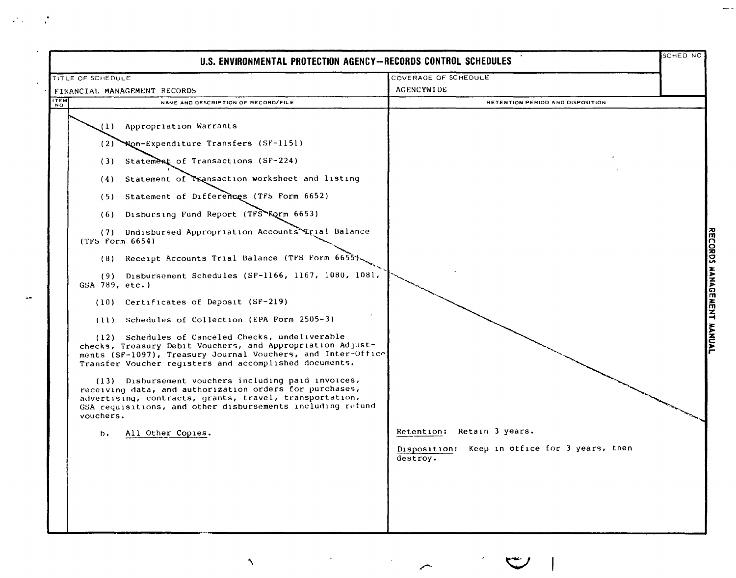# U.S. ENVIRONMENTAL PROTECTION AGENCY—RECORDS CONTROL SCHEDULES

| TITLE OF SCHEDULE | COVERAGE OF SCHEDULE | SCHED NO |
|---|---|---|
| FINANCIAL MANAGEMENT RECORDS | AGENCYWIDE | |

| ITEM NO | NAME AND DESCRIPTION OF RECORD/FILE | RETENTION PERIOD AND DISPOSITION |
|---|---|---|
| | (1) Appropriation Warrants | |
| | (2) Non-Expenditure Transfers (SF-1151) | |
| | (3) Statement of Transactions (SF-224) | |
| | (4) Statement of Transaction worksheet and listing | |
| | (5) Statement of Differences (TFS Form 6652) | |
| | (6) Disbursing Fund Report (TFS Form 6653) | |
| | (7) Undisbursed Appropriation Accounts Trial Balance (TFS Form 6654) | |
| | (8) Receipt Accounts Trial Balance (TFS Form 6655) | |
| | (9) Disbursement Schedules (SF-1166, 1167, 1080, 1081, GSA 789, etc.) | |
| | (10) Certificates of Deposit (SF-219) | |
| | (11) Schedules of Collection (EPA Form 2505-3) | |
| | (12) Schedules of Canceled Checks, undeliverable checks, Treasury Debit Vouchers, and Appropriation Adjustments (SF-1097), Treasury Journal Vouchers, and Inter-Office Transfer Voucher registers and accomplished documents. | |
| | (13) Disbursement vouchers including paid invoices, receiving data, and authorization orders for purchases, advertising, contracts, grants, travel, transportation, GSA requisitions, and other disbursements including refund vouchers. | |
| | b. All Other Copies. | Retention: Retain 3 years.<br><br>Disposition: Keep in office for 3 years, then destroy. |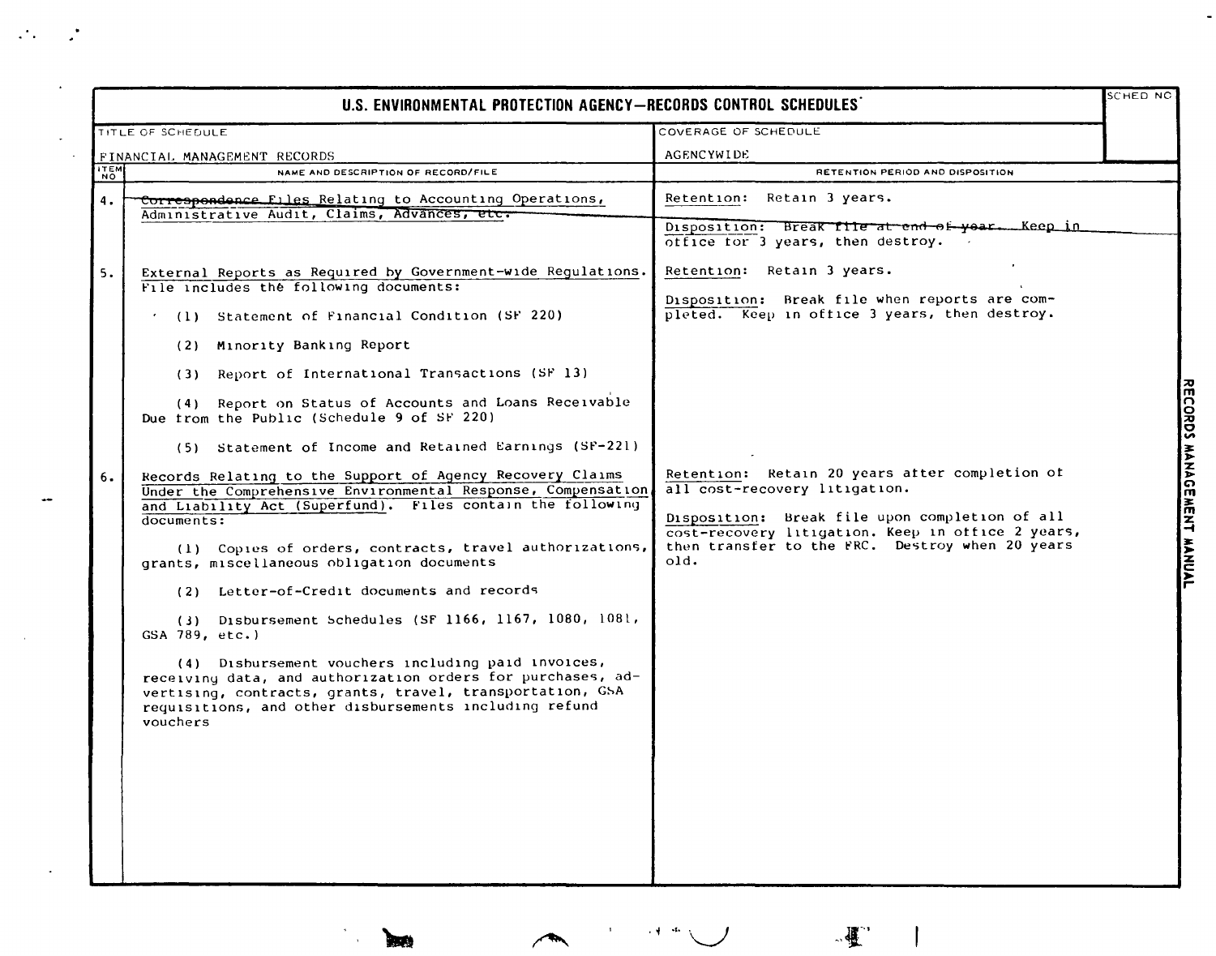# U.S. ENVIRONMENTAL PROTECTION AGENCY—RECORDS CONTROL SCHEDULES

| TITLE OF SCHEDULE | COVERAGE OF SCHEDULE | SCHED NO |
|---|---|---|
| FINANCIAL MANAGEMENT RECORDS | AGENCYWIDE | |

| ITEM NO | NAME AND DESCRIPTION OF RECORD/FILE | RETENTION PERIOD AND DISPOSITION |
|---|---|---|
| 4. | ~~Correspondence~~ Files Relating to Accounting Operations, Administrative Audit, Claims, ~~Advances, etc.~~ | Retention: Retain 3 years.<br><br>Disposition: ~~Break file at end of year.~~ Keep in office for 3 years, then destroy. |
| 5. | External Reports as Required by Government-wide Regulations. File includes the following documents:<br><br>(1) Statement of Financial Condition (SF 220)<br><br>(2) Minority Banking Report<br><br>(3) Report of International Transactions (SF 13)<br><br>(4) Report on Status of Accounts and Loans Receivable Due from the Public (Schedule 9 of SF 220)<br><br>(5) Statement of Income and Retained Earnings (SF-221) | Retention: Retain 3 years.<br><br>Disposition: Break file when reports are completed. Keep in office 3 years, then destroy. |
| 6. | Records Relating to the Support of Agency Recovery Claims Under the Comprehensive Environmental Response, Compensation and Liability Act (Superfund). Files contain the following documents:<br><br>(1) Copies of orders, contracts, travel authorizations, grants, miscellaneous obligation documents<br><br>(2) Letter-of-Credit documents and records<br><br>(3) Disbursement Schedules (SF 1166, 1167, 1080, 1081, GSA 789, etc.)<br><br>(4) Disbursement vouchers including paid invoices, receiving data, and authorization orders for purchases, advertising, contracts, grants, travel, transportation, GSA requisitions, and other disbursements including refund vouchers | Retention: Retain 20 years after completion of all cost-recovery litigation.<br><br>Disposition: Break file upon completion of all cost-recovery litigation. Keep in office 2 years, then transfer to the FRC. Destroy when 20 years old. |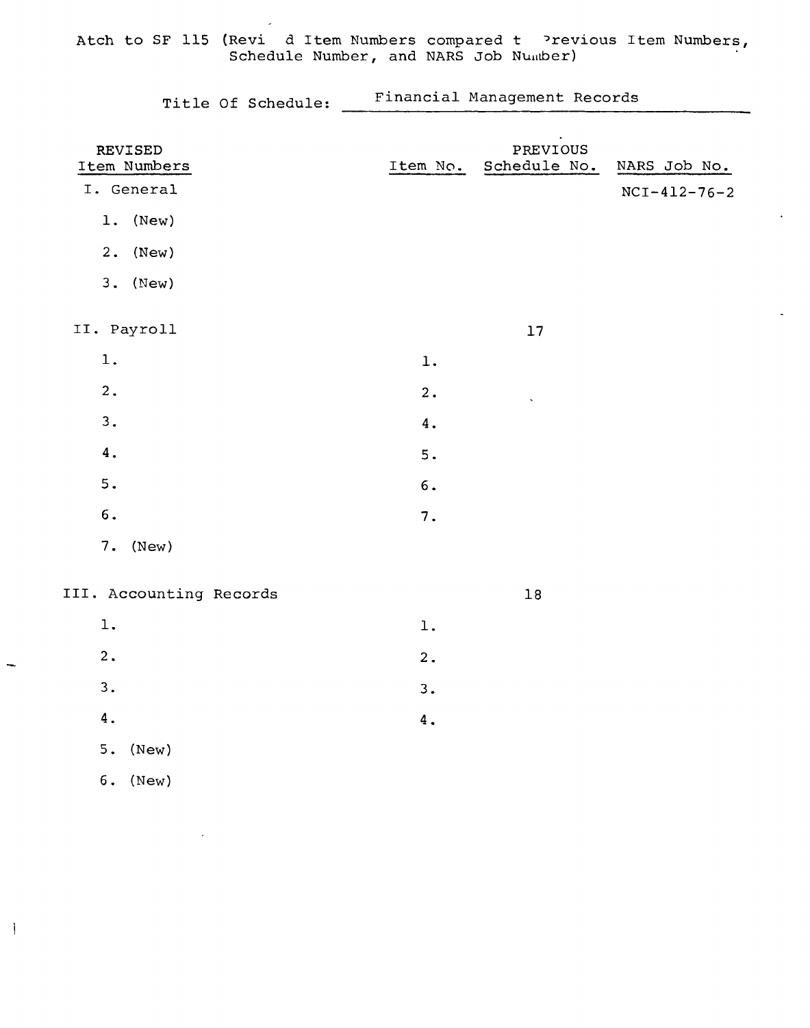Atch to SF 115 (Revised Item Numbers compared to Previous Item Numbers, Schedule Number, and NARS Job Number)

Title Of Schedule: Financial Management Records

| REVISED Item Numbers | PREVIOUS Item No. | PREVIOUS Schedule No. | NARS Job No. |
|---|---|---|---|
| I. General | | | NCI-412-76-2 |
| 1. (New) | | | |
| 2. (New) | | | |
| 3. (New) | | | |
| II. Payroll | | 17 | |
| 1. | 1. | | |
| 2. | 2. | | |
| 3. | 4. | | |
| 4. | 5. | | |
| 5. | 6. | | |
| 6. | 7. | | |
| 7. (New) | | | |
| III. Accounting Records | | 18 | |
| 1. | 1. | | |
| 2. | 2. | | |
| 3. | 3. | | |
| 4. | 4. | | |
| 5. (New) | | | |
| 6. (New) | | | |